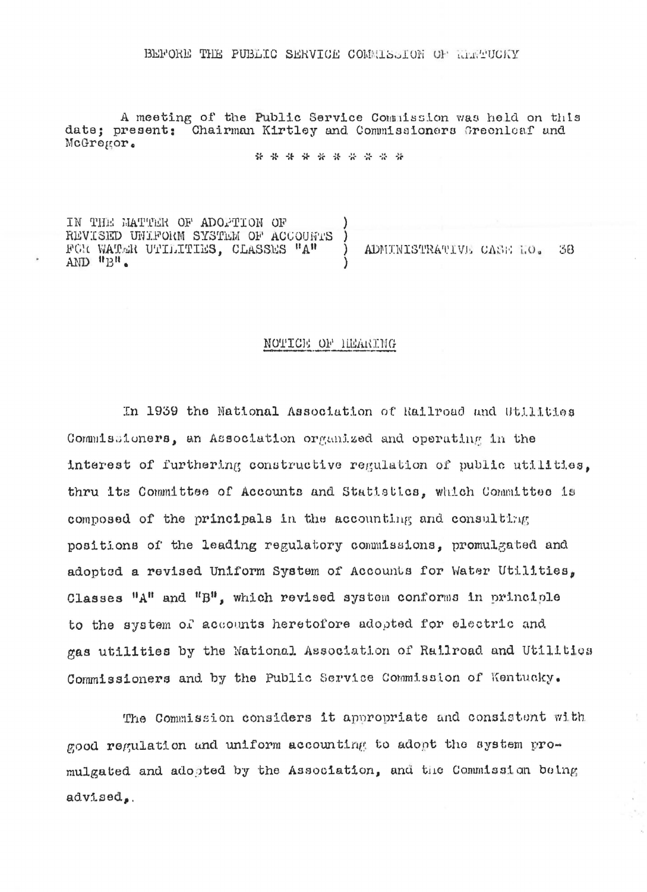BEFORE THE PUBLIC SERVICE COMMISSION OF KENTUCKY

A meeting of the Public Service Commission was held on this date; present: Chairman Kirtley and Commissioners Greenleaf and McGregor.

\* \* \* \* \* \* \* \* \* \*

IN THE MATTER OF ADOPTION OF REVISED UNIFORM SYSTEM OF ACCOUNTS FOR WATER UTILITIES, CLASSES "A" AND "B". ) ADMINISTRATIVE CASE NO. 38

## NOTICE OF HEARING

In 1939 the National Association of Railroad and Utilities Commissioners, an Association organized and operating in the interest of furthering constructive regulation of public utilities, thru its Committee of Accounts and Statistics, which Committee is composed of the principals in the accounting and consulting positions of the leading regulatory commissions, promulgated and adopted a revised Uniform System of Accounts for Water Utilities, Classes "A" and "B", which revised system conforms in principle to the system of accounts heretofore adopted for electric and gas utilities by the National Association of Railroad and Utilities Commissioners and by the Public Service Commission of Kentucky.

The Commission considers it appropriate and consistent with good regulation and uniform accounting to adopt the system promulgated and adopted by the Association, and the Commission being advised,.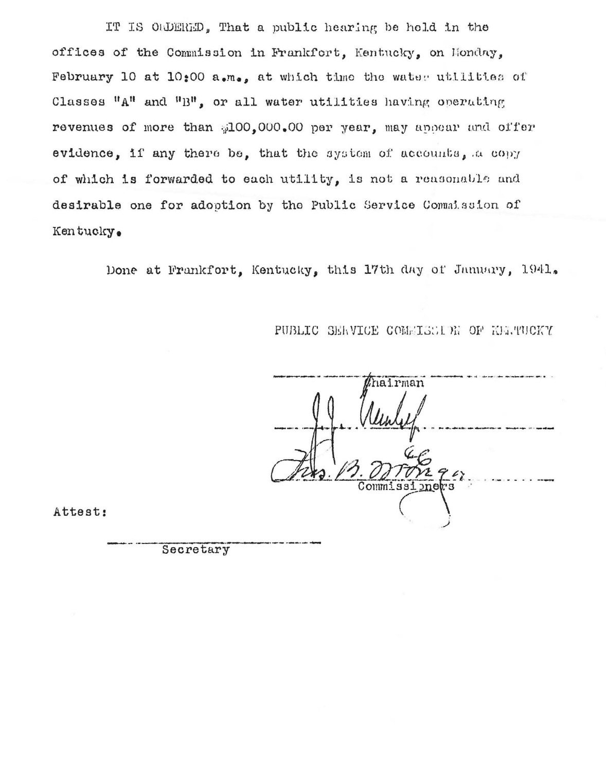IT IS ORDERED, That a public hearing be held in the offices of the Commission in Frankfort, Kentucky, on Monday, February 10 at 10:00 a.m., at which time the water utilities of Classes "A" and "B", or all water utilities having operating revenues of more than $100,000.00 per year, may appear and offer evidence, if any there be, that the system of accounts, a copy of which is forwarded to each utility, is not a reasonable and desirable one for adoption by the Public Service Commission of Kentucky.

Done at Frankfort, Kentucky, this 17th day of January, 1941.

PUBLIC SERVICE COMMISSION OF KENTUCKY

Chairman

J. J. Ueuley

Jas. B. Morgan

Commissioners

Attest:

Secretary